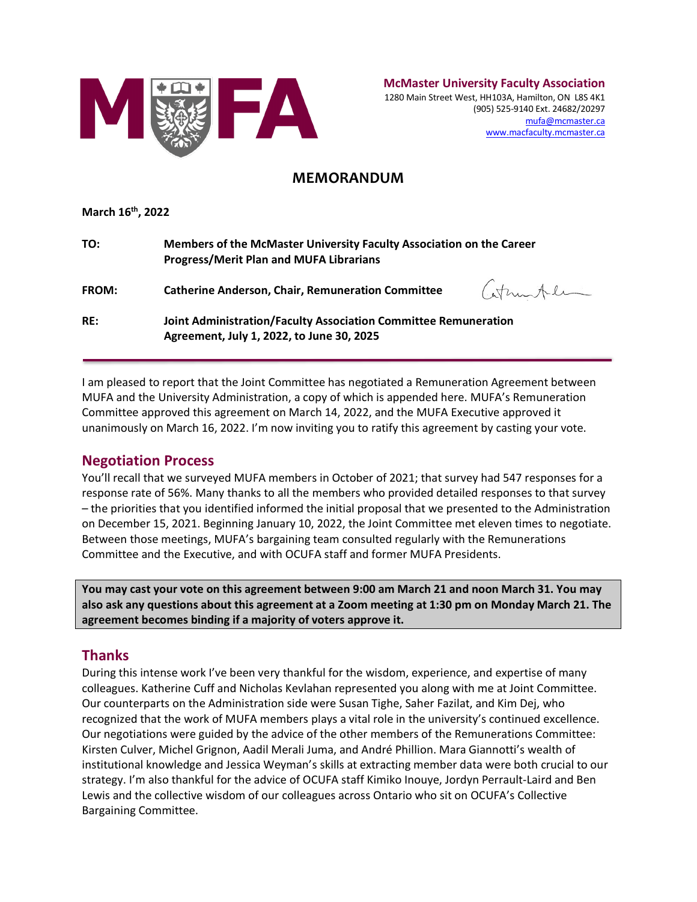**McMaster University Faculty Association**
1280 Main Street West, HH103A, Hamilton, ON L8S 4K1
(905) 525-9140 Ext. 24682/20297
mufa@mcmaster.ca
www.macfaculty.mcmaster.ca

# MEMORANDUM

**March 16th, 2022**

| | |
|---|---|
| **TO:** | **Members of the McMaster University Faculty Association on the Career Progress/Merit Plan and MUFA Librarians** |
| **FROM:** | **Catherine Anderson, Chair, Remuneration Committee** |
| **RE:** | **Joint Administration/Faculty Association Committee Remuneration Agreement, July 1, 2022, to June 30, 2025** |

I am pleased to report that the Joint Committee has negotiated a Remuneration Agreement between MUFA and the University Administration, a copy of which is appended here. MUFA's Remuneration Committee approved this agreement on March 14, 2022, and the MUFA Executive approved it unanimously on March 16, 2022. I'm now inviting you to ratify this agreement by casting your vote.

## Negotiation Process

You'll recall that we surveyed MUFA members in October of 2021; that survey had 547 responses for a response rate of 56%. Many thanks to all the members who provided detailed responses to that survey – the priorities that you identified informed the initial proposal that we presented to the Administration on December 15, 2021. Beginning January 10, 2022, the Joint Committee met eleven times to negotiate. Between those meetings, MUFA's bargaining team consulted regularly with the Remunerations Committee and the Executive, and with OCUFA staff and former MUFA Presidents.

**You may cast your vote on this agreement between 9:00 am March 21 and noon March 31. You may also ask any questions about this agreement at a Zoom meeting at 1:30 pm on Monday March 21. The agreement becomes binding if a majority of voters approve it.**

## Thanks

During this intense work I've been very thankful for the wisdom, experience, and expertise of many colleagues. Katherine Cuff and Nicholas Kevlahan represented you along with me at Joint Committee. Our counterparts on the Administration side were Susan Tighe, Saher Fazilat, and Kim Dej, who recognized that the work of MUFA members plays a vital role in the university's continued excellence. Our negotiations were guided by the advice of the other members of the Remunerations Committee: Kirsten Culver, Michel Grignon, Aadil Merali Juma, and André Phillion. Mara Giannotti's wealth of institutional knowledge and Jessica Weyman's skills at extracting member data were both crucial to our strategy. I'm also thankful for the advice of OCUFA staff Kimiko Inouye, Jordyn Perrault-Laird and Ben Lewis and the collective wisdom of our colleagues across Ontario who sit on OCUFA's Collective Bargaining Committee.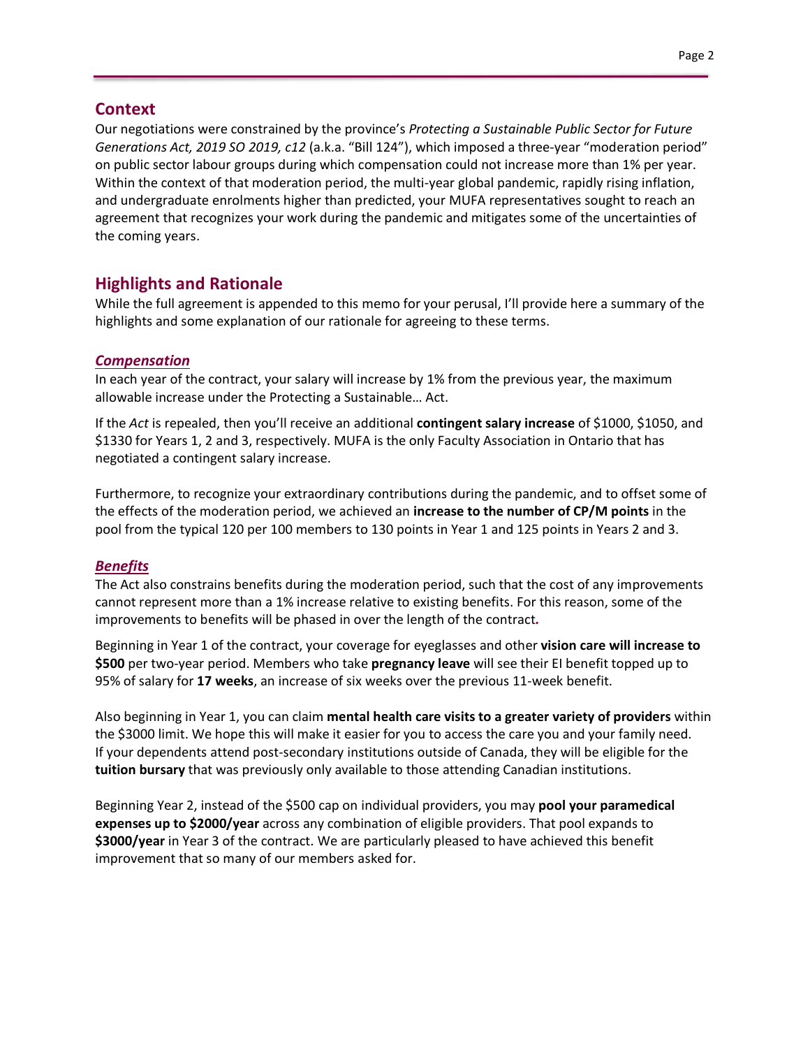## Context

Our negotiations were constrained by the province's *Protecting a Sustainable Public Sector for Future Generations Act, 2019 SO 2019, c12* (a.k.a. "Bill 124"), which imposed a three-year "moderation period" on public sector labour groups during which compensation could not increase more than 1% per year. Within the context of that moderation period, the multi-year global pandemic, rapidly rising inflation, and undergraduate enrolments higher than predicted, your MUFA representatives sought to reach an agreement that recognizes your work during the pandemic and mitigates some of the uncertainties of the coming years.

## Highlights and Rationale

While the full agreement is appended to this memo for your perusal, I'll provide here a summary of the highlights and some explanation of our rationale for agreeing to these terms.

### *Compensation*

In each year of the contract, your salary will increase by 1% from the previous year, the maximum allowable increase under the Protecting a Sustainable… Act.

If the *Act* is repealed, then you'll receive an additional **contingent salary increase** of \$1000, \$1050, and \$1330 for Years 1, 2 and 3, respectively. MUFA is the only Faculty Association in Ontario that has negotiated a contingent salary increase.

Furthermore, to recognize your extraordinary contributions during the pandemic, and to offset some of the effects of the moderation period, we achieved an **increase to the number of CP/M points** in the pool from the typical 120 per 100 members to 130 points in Year 1 and 125 points in Years 2 and 3.

### *Benefits*

The Act also constrains benefits during the moderation period, such that the cost of any improvements cannot represent more than a 1% increase relative to existing benefits. For this reason, some of the improvements to benefits will be phased in over the length of the contract.

Beginning in Year 1 of the contract, your coverage for eyeglasses and other **vision care will increase to \$500** per two-year period. Members who take **pregnancy leave** will see their EI benefit topped up to 95% of salary for **17 weeks**, an increase of six weeks over the previous 11-week benefit.

Also beginning in Year 1, you can claim **mental health care visits to a greater variety of providers** within the \$3000 limit. We hope this will make it easier for you to access the care you and your family need. If your dependents attend post-secondary institutions outside of Canada, they will be eligible for the **tuition bursary** that was previously only available to those attending Canadian institutions.

Beginning Year 2, instead of the \$500 cap on individual providers, you may **pool your paramedical expenses up to \$2000/year** across any combination of eligible providers. That pool expands to **\$3000/year** in Year 3 of the contract. We are particularly pleased to have achieved this benefit improvement that so many of our members asked for.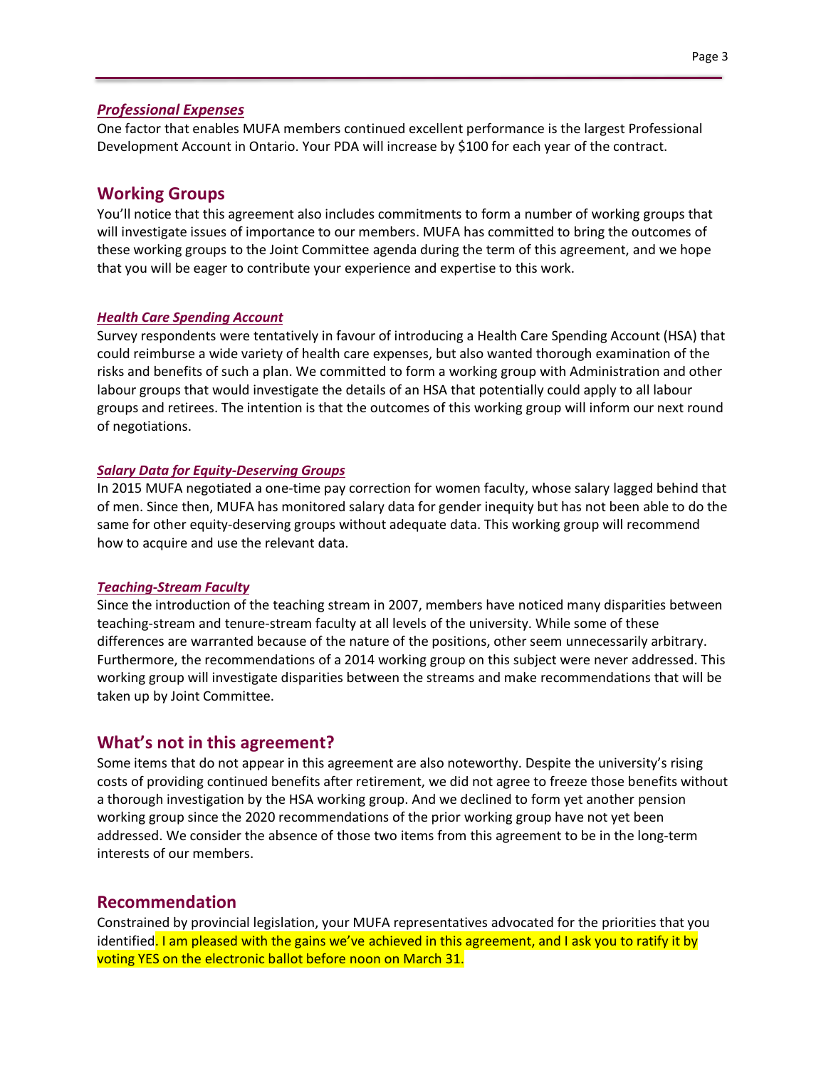### ***Professional Expenses***

One factor that enables MUFA members continued excellent performance is the largest Professional Development Account in Ontario. Your PDA will increase by $100 for each year of the contract.

## Working Groups

You'll notice that this agreement also includes commitments to form a number of working groups that will investigate issues of importance to our members. MUFA has committed to bring the outcomes of these working groups to the Joint Committee agenda during the term of this agreement, and we hope that you will be eager to contribute your experience and expertise to this work.

### ***Health Care Spending Account***

Survey respondents were tentatively in favour of introducing a Health Care Spending Account (HSA) that could reimburse a wide variety of health care expenses, but also wanted thorough examination of the risks and benefits of such a plan. We committed to form a working group with Administration and other labour groups that would investigate the details of an HSA that potentially could apply to all labour groups and retirees. The intention is that the outcomes of this working group will inform our next round of negotiations.

### ***Salary Data for Equity-Deserving Groups***

In 2015 MUFA negotiated a one-time pay correction for women faculty, whose salary lagged behind that of men. Since then, MUFA has monitored salary data for gender inequity but has not been able to do the same for other equity-deserving groups without adequate data. This working group will recommend how to acquire and use the relevant data.

### ***Teaching-Stream Faculty***

Since the introduction of the teaching stream in 2007, members have noticed many disparities between teaching-stream and tenure-stream faculty at all levels of the university. While some of these differences are warranted because of the nature of the positions, other seem unnecessarily arbitrary. Furthermore, the recommendations of a 2014 working group on this subject were never addressed. This working group will investigate disparities between the streams and make recommendations that will be taken up by Joint Committee.

## What's not in this agreement?

Some items that do not appear in this agreement are also noteworthy. Despite the university's rising costs of providing continued benefits after retirement, we did not agree to freeze those benefits without a thorough investigation by the HSA working group. And we declined to form yet another pension working group since the 2020 recommendations of the prior working group have not yet been addressed. We consider the absence of those two items from this agreement to be in the long-term interests of our members.

## Recommendation

Constrained by provincial legislation, your MUFA representatives advocated for the priorities that you identified. I am pleased with the gains we've achieved in this agreement, and I ask you to ratify it by voting YES on the electronic ballot before noon on March 31.